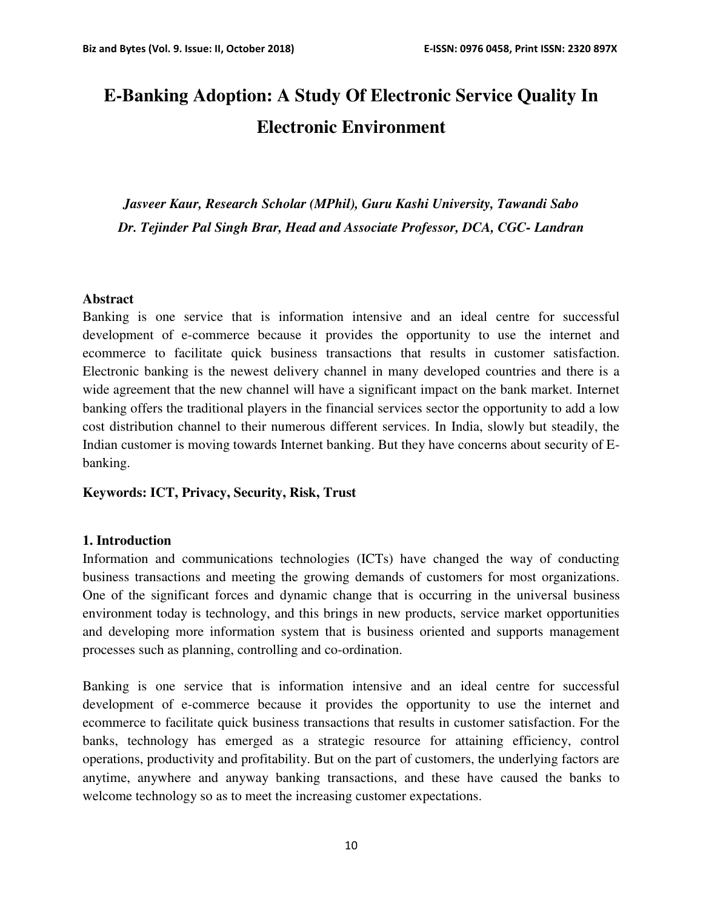# E-Banking Adoption: A Study Of Electronic Service Quality In Electronic Environment

*Jasveer Kaur, Research Scholar (MPhil), Guru Kashi University, Tawandi Sabo*
*Dr. Tejinder Pal Singh Brar, Head and Associate Professor, DCA, CGC- Landran*

## Abstract

Banking is one service that is information intensive and an ideal centre for successful development of e-commerce because it provides the opportunity to use the internet and ecommerce to facilitate quick business transactions that results in customer satisfaction. Electronic banking is the newest delivery channel in many developed countries and there is a wide agreement that the new channel will have a significant impact on the bank market. Internet banking offers the traditional players in the financial services sector the opportunity to add a low cost distribution channel to their numerous different services. In India, slowly but steadily, the Indian customer is moving towards Internet banking. But they have concerns about security of E-banking.

**Keywords: ICT, Privacy, Security, Risk, Trust**

## 1. Introduction

Information and communications technologies (ICTs) have changed the way of conducting business transactions and meeting the growing demands of customers for most organizations. One of the significant forces and dynamic change that is occurring in the universal business environment today is technology, and this brings in new products, service market opportunities and developing more information system that is business oriented and supports management processes such as planning, controlling and co-ordination.

Banking is one service that is information intensive and an ideal centre for successful development of e-commerce because it provides the opportunity to use the internet and ecommerce to facilitate quick business transactions that results in customer satisfaction. For the banks, technology has emerged as a strategic resource for attaining efficiency, control operations, productivity and profitability. But on the part of customers, the underlying factors are anytime, anywhere and anyway banking transactions, and these have caused the banks to welcome technology so as to meet the increasing customer expectations.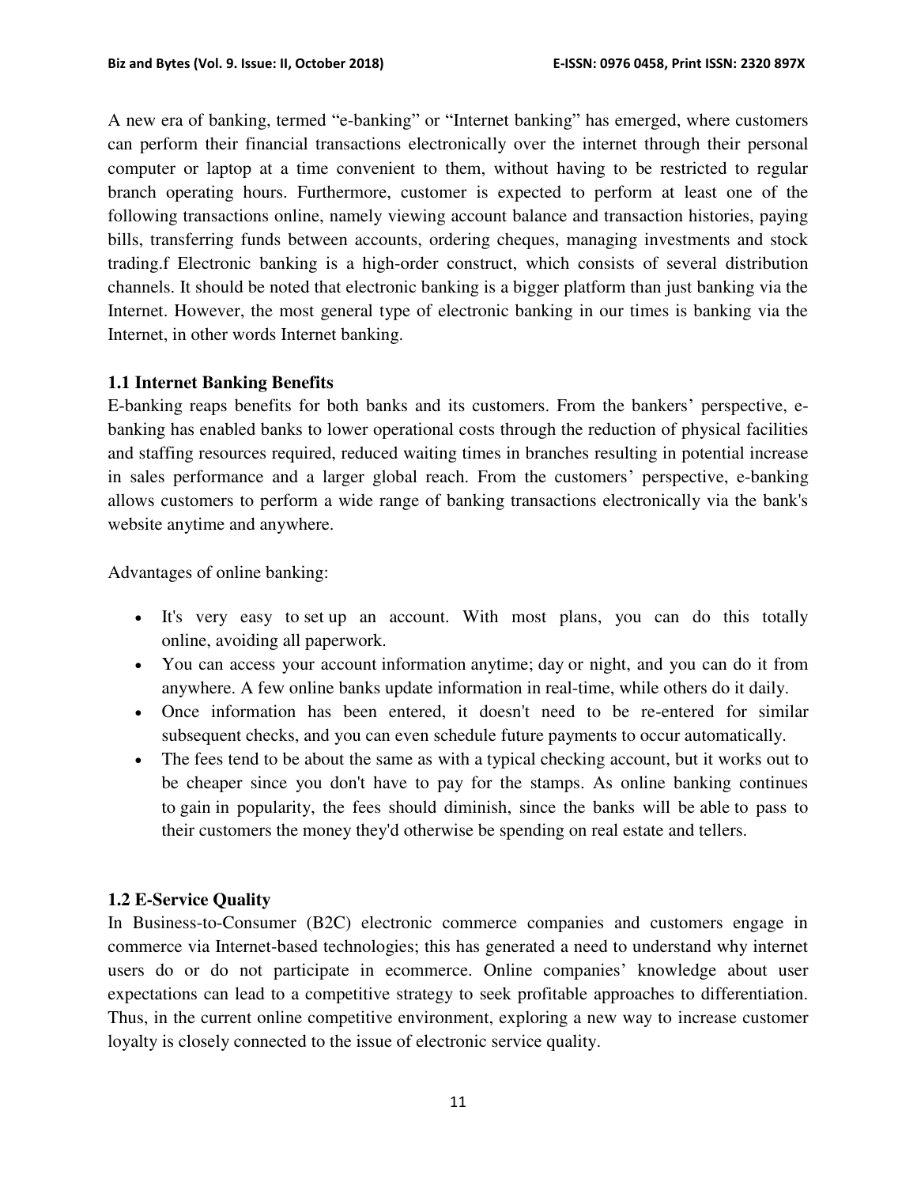A new era of banking, termed "e-banking" or "Internet banking" has emerged, where customers can perform their financial transactions electronically over the internet through their personal computer or laptop at a time convenient to them, without having to be restricted to regular branch operating hours. Furthermore, customer is expected to perform at least one of the following transactions online, namely viewing account balance and transaction histories, paying bills, transferring funds between accounts, ordering cheques, managing investments and stock trading.f Electronic banking is a high-order construct, which consists of several distribution channels. It should be noted that electronic banking is a bigger platform than just banking via the Internet. However, the most general type of electronic banking in our times is banking via the Internet, in other words Internet banking.

### 1.1 Internet Banking Benefits

E-banking reaps benefits for both banks and its customers. From the bankers' perspective, e-banking has enabled banks to lower operational costs through the reduction of physical facilities and staffing resources required, reduced waiting times in branches resulting in potential increase in sales performance and a larger global reach. From the customers' perspective, e-banking allows customers to perform a wide range of banking transactions electronically via the bank's website anytime and anywhere.

Advantages of online banking:

- It's very easy to set up an account. With most plans, you can do this totally online, avoiding all paperwork.
- You can access your account information anytime; day or night, and you can do it from anywhere. A few online banks update information in real-time, while others do it daily.
- Once information has been entered, it doesn't need to be re-entered for similar subsequent checks, and you can even schedule future payments to occur automatically.
- The fees tend to be about the same as with a typical checking account, but it works out to be cheaper since you don't have to pay for the stamps. As online banking continues to gain in popularity, the fees should diminish, since the banks will be able to pass to their customers the money they'd otherwise be spending on real estate and tellers.

### 1.2 E-Service Quality

In Business-to-Consumer (B2C) electronic commerce companies and customers engage in commerce via Internet-based technologies; this has generated a need to understand why internet users do or do not participate in ecommerce. Online companies' knowledge about user expectations can lead to a competitive strategy to seek profitable approaches to differentiation. Thus, in the current online competitive environment, exploring a new way to increase customer loyalty is closely connected to the issue of electronic service quality.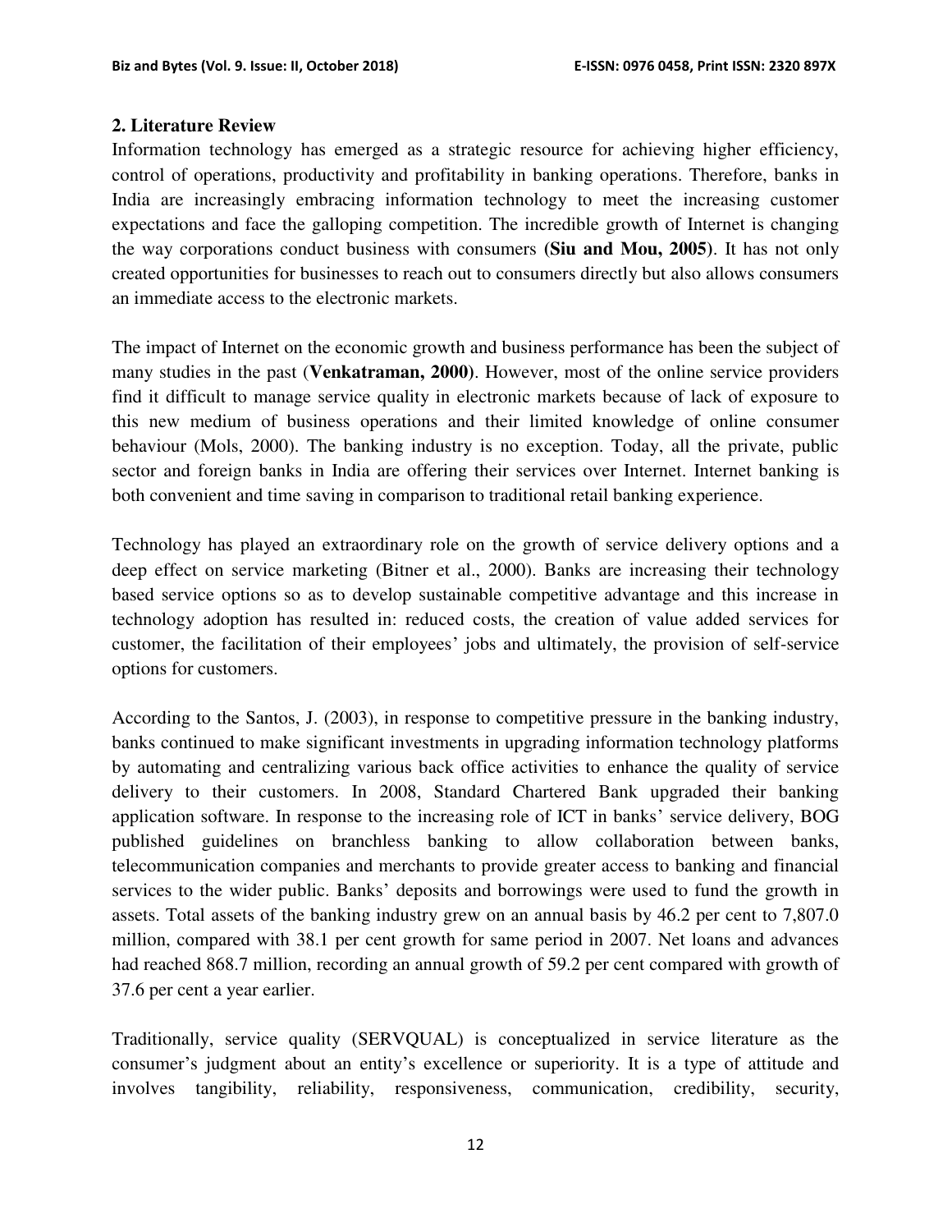## 2. Literature Review

Information technology has emerged as a strategic resource for achieving higher efficiency, control of operations, productivity and profitability in banking operations. Therefore, banks in India are increasingly embracing information technology to meet the increasing customer expectations and face the galloping competition. The incredible growth of Internet is changing the way corporations conduct business with consumers **(Siu and Mou, 2005)**. It has not only created opportunities for businesses to reach out to consumers directly but also allows consumers an immediate access to the electronic markets.

The impact of Internet on the economic growth and business performance has been the subject of many studies in the past (**Venkatraman, 2000)**. However, most of the online service providers find it difficult to manage service quality in electronic markets because of lack of exposure to this new medium of business operations and their limited knowledge of online consumer behaviour (Mols, 2000). The banking industry is no exception. Today, all the private, public sector and foreign banks in India are offering their services over Internet. Internet banking is both convenient and time saving in comparison to traditional retail banking experience.

Technology has played an extraordinary role on the growth of service delivery options and a deep effect on service marketing (Bitner et al., 2000). Banks are increasing their technology based service options so as to develop sustainable competitive advantage and this increase in technology adoption has resulted in: reduced costs, the creation of value added services for customer, the facilitation of their employees' jobs and ultimately, the provision of self-service options for customers.

According to the Santos, J. (2003), in response to competitive pressure in the banking industry, banks continued to make significant investments in upgrading information technology platforms by automating and centralizing various back office activities to enhance the quality of service delivery to their customers. In 2008, Standard Chartered Bank upgraded their banking application software. In response to the increasing role of ICT in banks' service delivery, BOG published guidelines on branchless banking to allow collaboration between banks, telecommunication companies and merchants to provide greater access to banking and financial services to the wider public. Banks' deposits and borrowings were used to fund the growth in assets. Total assets of the banking industry grew on an annual basis by 46.2 per cent to 7,807.0 million, compared with 38.1 per cent growth for same period in 2007. Net loans and advances had reached 868.7 million, recording an annual growth of 59.2 per cent compared with growth of 37.6 per cent a year earlier.

Traditionally, service quality (SERVQUAL) is conceptualized in service literature as the consumer's judgment about an entity's excellence or superiority. It is a type of attitude and involves tangibility, reliability, responsiveness, communication, credibility, security,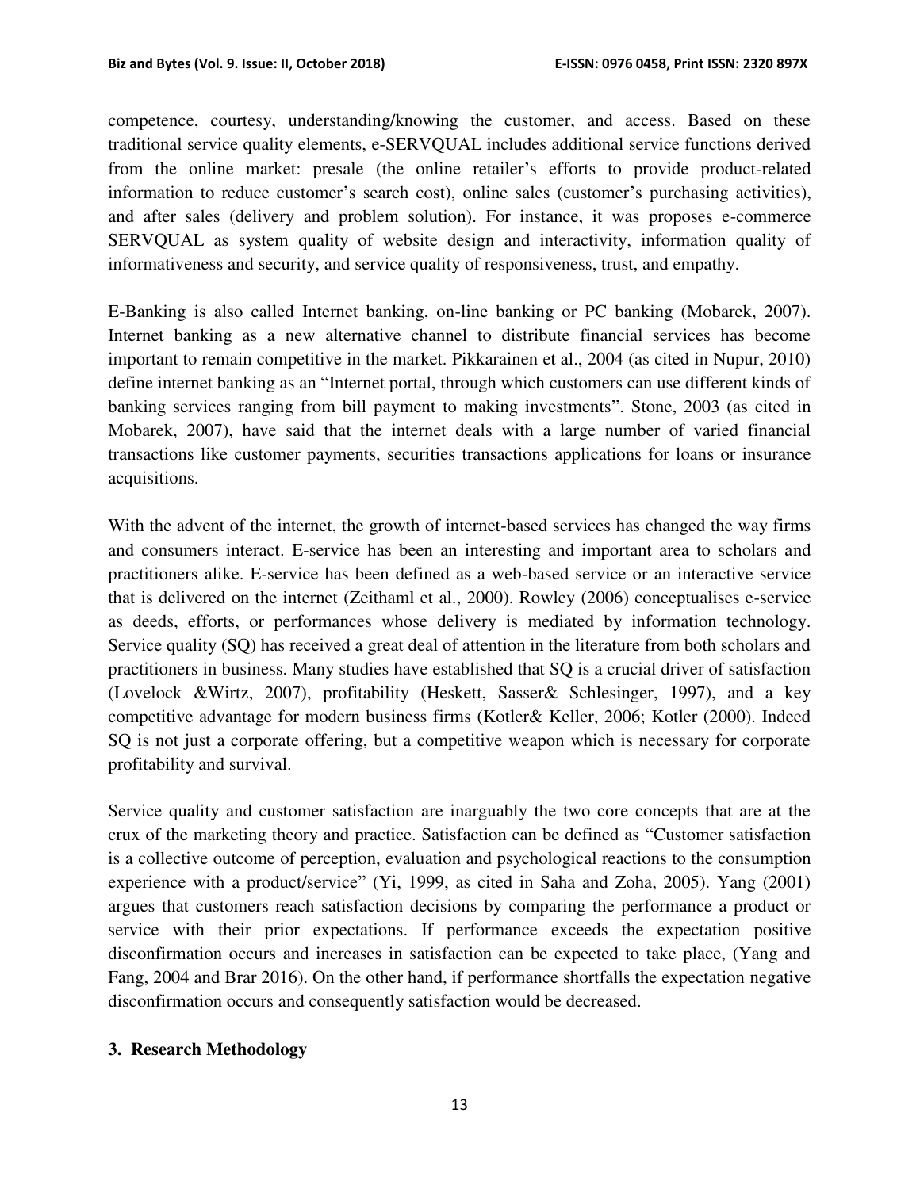competence, courtesy, understanding/knowing the customer, and access. Based on these traditional service quality elements, e-SERVQUAL includes additional service functions derived from the online market: presale (the online retailer's efforts to provide product-related information to reduce customer's search cost), online sales (customer's purchasing activities), and after sales (delivery and problem solution). For instance, it was proposes e-commerce SERVQUAL as system quality of website design and interactivity, information quality of informativeness and security, and service quality of responsiveness, trust, and empathy.

E-Banking is also called Internet banking, on-line banking or PC banking (Mobarek, 2007). Internet banking as a new alternative channel to distribute financial services has become important to remain competitive in the market. Pikkarainen et al., 2004 (as cited in Nupur, 2010) define internet banking as an "Internet portal, through which customers can use different kinds of banking services ranging from bill payment to making investments". Stone, 2003 (as cited in Mobarek, 2007), have said that the internet deals with a large number of varied financial transactions like customer payments, securities transactions applications for loans or insurance acquisitions.

With the advent of the internet, the growth of internet-based services has changed the way firms and consumers interact. E-service has been an interesting and important area to scholars and practitioners alike. E-service has been defined as a web-based service or an interactive service that is delivered on the internet (Zeithaml et al., 2000). Rowley (2006) conceptualises e-service as deeds, efforts, or performances whose delivery is mediated by information technology. Service quality (SQ) has received a great deal of attention in the literature from both scholars and practitioners in business. Many studies have established that SQ is a crucial driver of satisfaction (Lovelock &Wirtz, 2007), profitability (Heskett, Sasser& Schlesinger, 1997), and a key competitive advantage for modern business firms (Kotler& Keller, 2006; Kotler (2000). Indeed SQ is not just a corporate offering, but a competitive weapon which is necessary for corporate profitability and survival.

Service quality and customer satisfaction are inarguably the two core concepts that are at the crux of the marketing theory and practice. Satisfaction can be defined as "Customer satisfaction is a collective outcome of perception, evaluation and psychological reactions to the consumption experience with a product/service" (Yi, 1999, as cited in Saha and Zoha, 2005). Yang (2001) argues that customers reach satisfaction decisions by comparing the performance a product or service with their prior expectations. If performance exceeds the expectation positive disconfirmation occurs and increases in satisfaction can be expected to take place, (Yang and Fang, 2004 and Brar 2016). On the other hand, if performance shortfalls the expectation negative disconfirmation occurs and consequently satisfaction would be decreased.

## 3. Research Methodology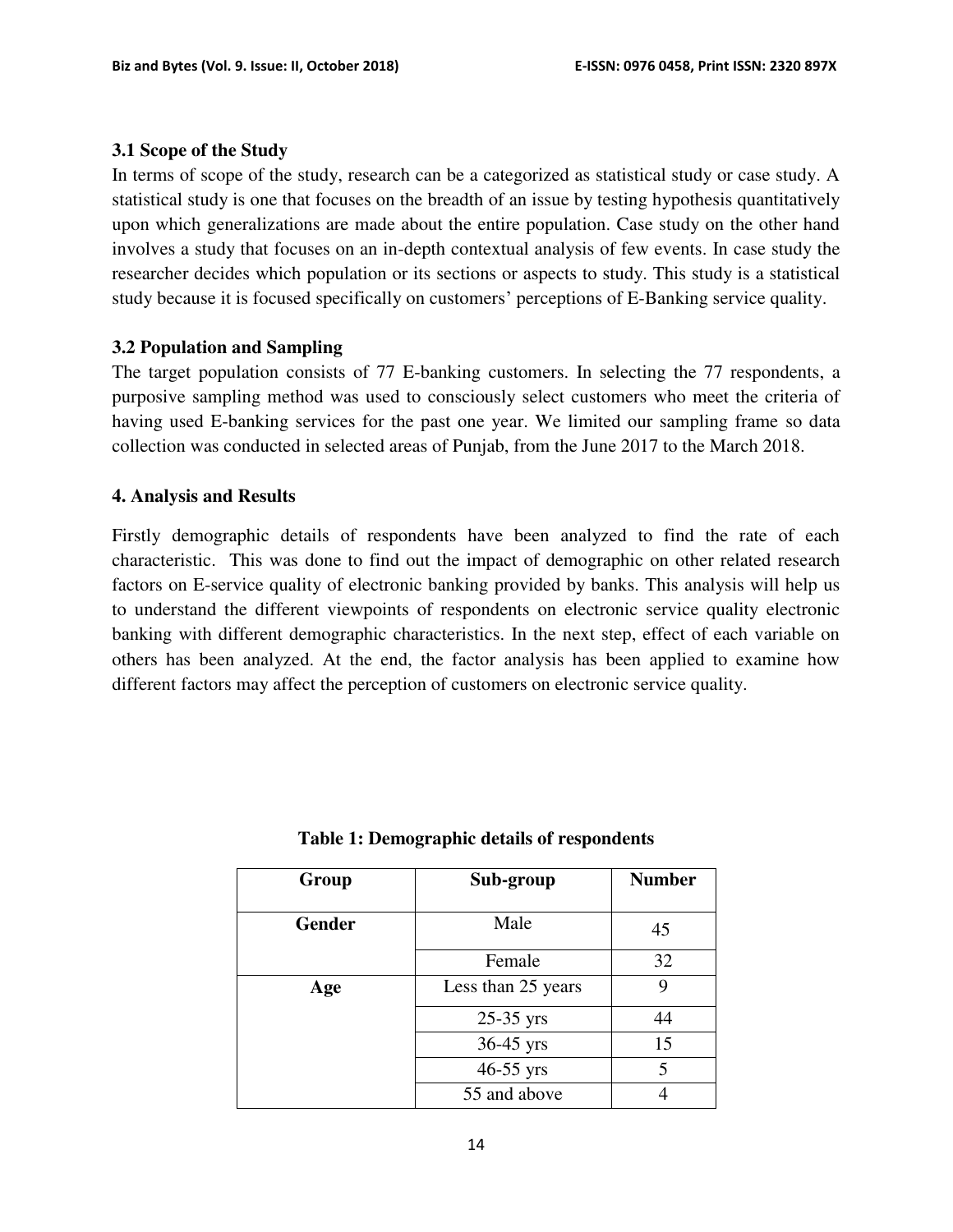### 3.1 Scope of the Study

In terms of scope of the study, research can be a categorized as statistical study or case study. A statistical study is one that focuses on the breadth of an issue by testing hypothesis quantitatively upon which generalizations are made about the entire population. Case study on the other hand involves a study that focuses on an in-depth contextual analysis of few events. In case study the researcher decides which population or its sections or aspects to study. This study is a statistical study because it is focused specifically on customers' perceptions of E-Banking service quality.

### 3.2 Population and Sampling

The target population consists of 77 E-banking customers. In selecting the 77 respondents, a purposive sampling method was used to consciously select customers who meet the criteria of having used E-banking services for the past one year. We limited our sampling frame so data collection was conducted in selected areas of Punjab, from the June 2017 to the March 2018.

## 4. Analysis and Results

Firstly demographic details of respondents have been analyzed to find the rate of each characteristic. This was done to find out the impact of demographic on other related research factors on E-service quality of electronic banking provided by banks. This analysis will help us to understand the different viewpoints of respondents on electronic service quality electronic banking with different demographic characteristics. In the next step, effect of each variable on others has been analyzed. At the end, the factor analysis has been applied to examine how different factors may affect the perception of customers on electronic service quality.

**Table 1: Demographic details of respondents**

| Group | Sub-group | Number |
|---|---|---|
| **Gender** | Male | 45 |
| | Female | 32 |
| **Age** | Less than 25 years | 9 |
| | 25-35 yrs | 44 |
| | 36-45 yrs | 15 |
| | 46-55 yrs | 5 |
| | 55 and above | 4 |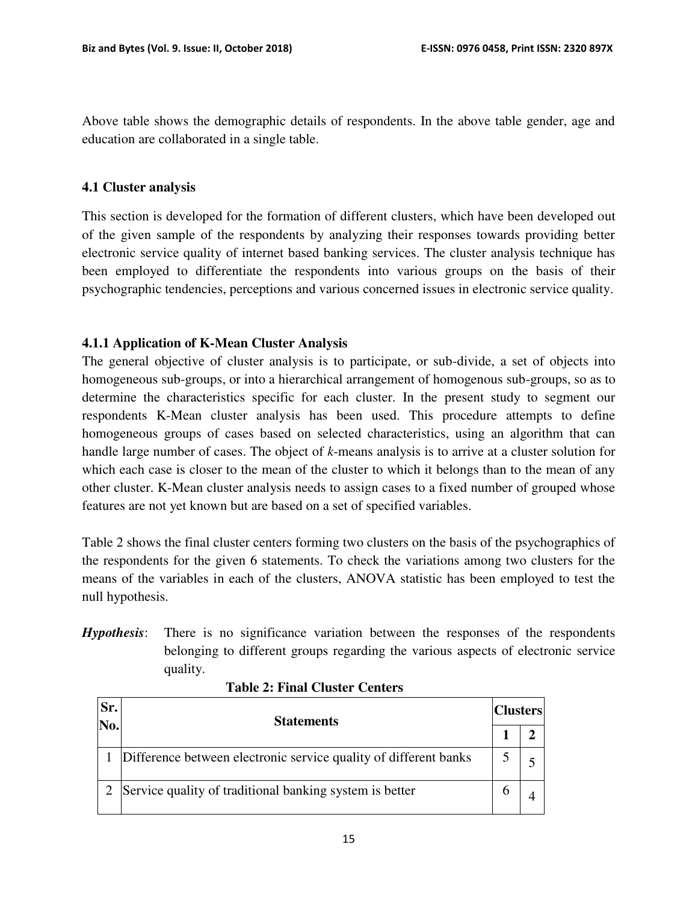Above table shows the demographic details of respondents. In the above table gender, age and education are collaborated in a single table.

### 4.1 Cluster analysis

This section is developed for the formation of different clusters, which have been developed out of the given sample of the respondents by analyzing their responses towards providing better electronic service quality of internet based banking services. The cluster analysis technique has been employed to differentiate the respondents into various groups on the basis of their psychographic tendencies, perceptions and various concerned issues in electronic service quality.

#### 4.1.1 Application of K-Mean Cluster Analysis

The general objective of cluster analysis is to participate, or sub-divide, a set of objects into homogeneous sub-groups, or into a hierarchical arrangement of homogenous sub-groups, so as to determine the characteristics specific for each cluster. In the present study to segment our respondents K-Mean cluster analysis has been used. This procedure attempts to define homogeneous groups of cases based on selected characteristics, using an algorithm that can handle large number of cases. The object of *k*-means analysis is to arrive at a cluster solution for which each case is closer to the mean of the cluster to which it belongs than to the mean of any other cluster. K-Mean cluster analysis needs to assign cases to a fixed number of grouped whose features are not yet known but are based on a set of specified variables.

Table 2 shows the final cluster centers forming two clusters on the basis of the psychographics of the respondents for the given 6 statements. To check the variations among two clusters for the means of the variables in each of the clusters, ANOVA statistic has been employed to test the null hypothesis.

***Hypothesis***: There is no significance variation between the responses of the respondents belonging to different groups regarding the various aspects of electronic service quality.

**Table 2: Final Cluster Centers**

| Sr. No. | Statements | Clusters | |
|---|---|---|---|
| | | **1** | **2** |
| 1 | Difference between electronic service quality of different banks | 5 | 5 |
| 2 | Service quality of traditional banking system is better | 6 | 4 |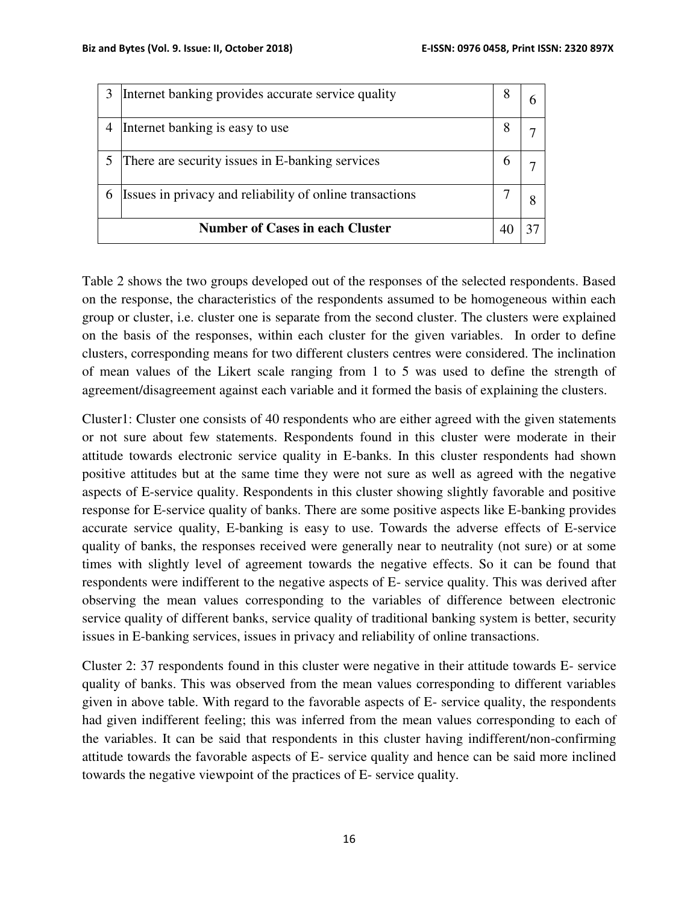| 3 | Internet banking provides accurate service quality | 8 | 6 |
|---|---|---|---|
| 4 | Internet banking is easy to use | 8 | 7 |
| 5 | There are security issues in E-banking services | 6 | 7 |
| 6 | Issues in privacy and reliability of online transactions | 7 | 8 |
| **Number of Cases in each Cluster** | | 40 | 37 |

Table 2 shows the two groups developed out of the responses of the selected respondents. Based on the response, the characteristics of the respondents assumed to be homogeneous within each group or cluster, i.e. cluster one is separate from the second cluster. The clusters were explained on the basis of the responses, within each cluster for the given variables. In order to define clusters, corresponding means for two different clusters centres were considered. The inclination of mean values of the Likert scale ranging from 1 to 5 was used to define the strength of agreement/disagreement against each variable and it formed the basis of explaining the clusters.

Cluster1: Cluster one consists of 40 respondents who are either agreed with the given statements or not sure about few statements. Respondents found in this cluster were moderate in their attitude towards electronic service quality in E-banks. In this cluster respondents had shown positive attitudes but at the same time they were not sure as well as agreed with the negative aspects of E-service quality. Respondents in this cluster showing slightly favorable and positive response for E-service quality of banks. There are some positive aspects like E-banking provides accurate service quality, E-banking is easy to use. Towards the adverse effects of E-service quality of banks, the responses received were generally near to neutrality (not sure) or at some times with slightly level of agreement towards the negative effects. So it can be found that respondents were indifferent to the negative aspects of E- service quality. This was derived after observing the mean values corresponding to the variables of difference between electronic service quality of different banks, service quality of traditional banking system is better, security issues in E-banking services, issues in privacy and reliability of online transactions.

Cluster 2: 37 respondents found in this cluster were negative in their attitude towards E- service quality of banks. This was observed from the mean values corresponding to different variables given in above table. With regard to the favorable aspects of E- service quality, the respondents had given indifferent feeling; this was inferred from the mean values corresponding to each of the variables. It can be said that respondents in this cluster having indifferent/non-confirming attitude towards the favorable aspects of E- service quality and hence can be said more inclined towards the negative viewpoint of the practices of E- service quality.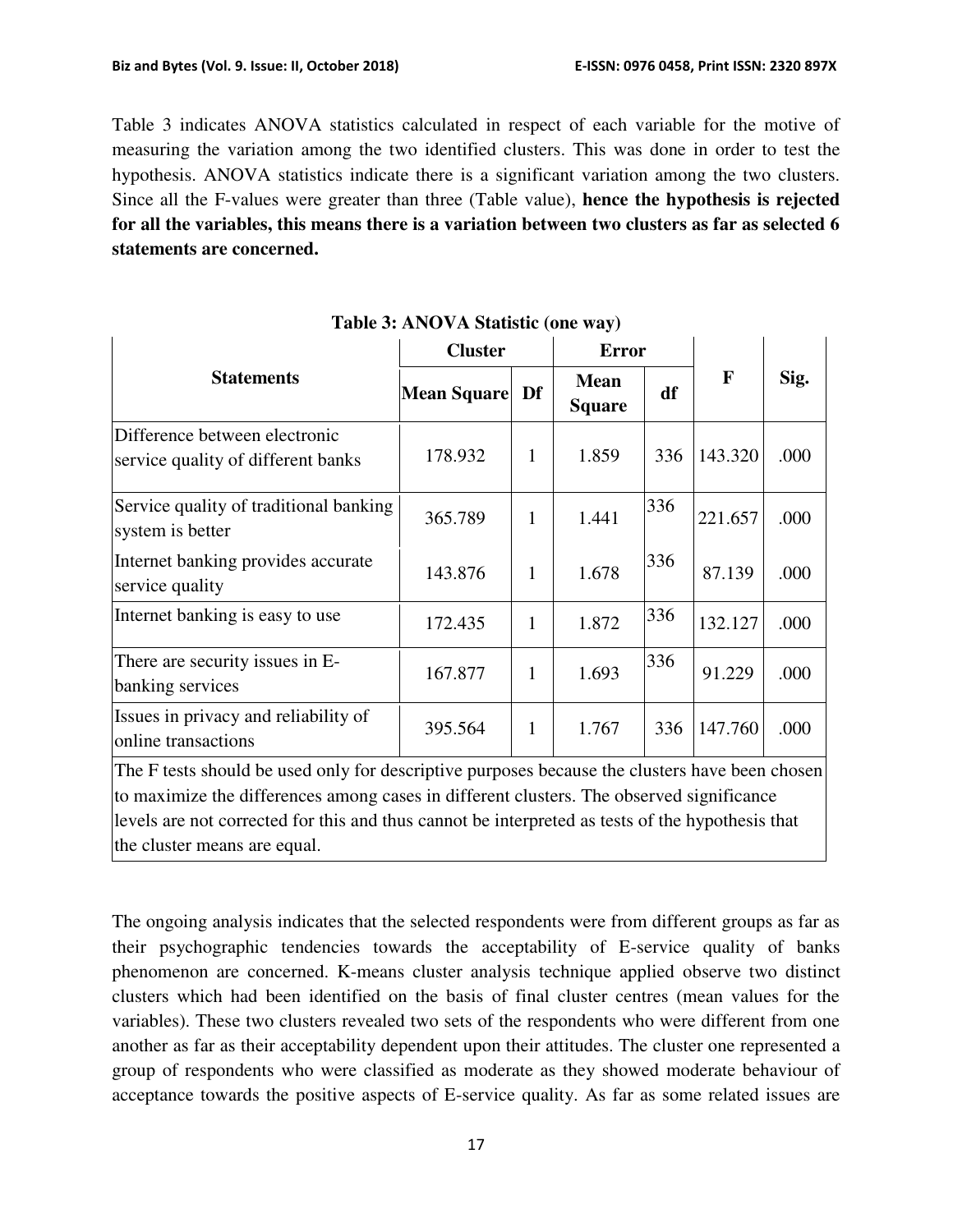Table 3 indicates ANOVA statistics calculated in respect of each variable for the motive of measuring the variation among the two identified clusters. This was done in order to test the hypothesis. ANOVA statistics indicate there is a significant variation among the two clusters. Since all the F-values were greater than three (Table value), **hence the hypothesis is rejected for all the variables, this means there is a variation between two clusters as far as selected 6 statements are concerned.**

**Table 3: ANOVA Statistic (one way)**

| Statements | Cluster | | Error | | F | Sig. |
|---|---|---|---|---|---|---|
| | Mean Square | Df | Mean Square | df | | |
| Difference between electronic service quality of different banks | 178.932 | 1 | 1.859 | 336 | 143.320 | .000 |
| Service quality of traditional banking system is better | 365.789 | 1 | 1.441 | 336 | 221.657 | .000 |
| Internet banking provides accurate service quality | 143.876 | 1 | 1.678 | 336 | 87.139 | .000 |
| Internet banking is easy to use | 172.435 | 1 | 1.872 | 336 | 132.127 | .000 |
| There are security issues in E-banking services | 167.877 | 1 | 1.693 | 336 | 91.229 | .000 |
| Issues in privacy and reliability of online transactions | 395.564 | 1 | 1.767 | 336 | 147.760 | .000 |
| The F tests should be used only for descriptive purposes because the clusters have been chosen to maximize the differences among cases in different clusters. The observed significance levels are not corrected for this and thus cannot be interpreted as tests of the hypothesis that the cluster means are equal. | | | | | | |

The ongoing analysis indicates that the selected respondents were from different groups as far as their psychographic tendencies towards the acceptability of E-service quality of banks phenomenon are concerned. K-means cluster analysis technique applied observe two distinct clusters which had been identified on the basis of final cluster centres (mean values for the variables). These two clusters revealed two sets of the respondents who were different from one another as far as their acceptability dependent upon their attitudes. The cluster one represented a group of respondents who were classified as moderate as they showed moderate behaviour of acceptance towards the positive aspects of E-service quality. As far as some related issues are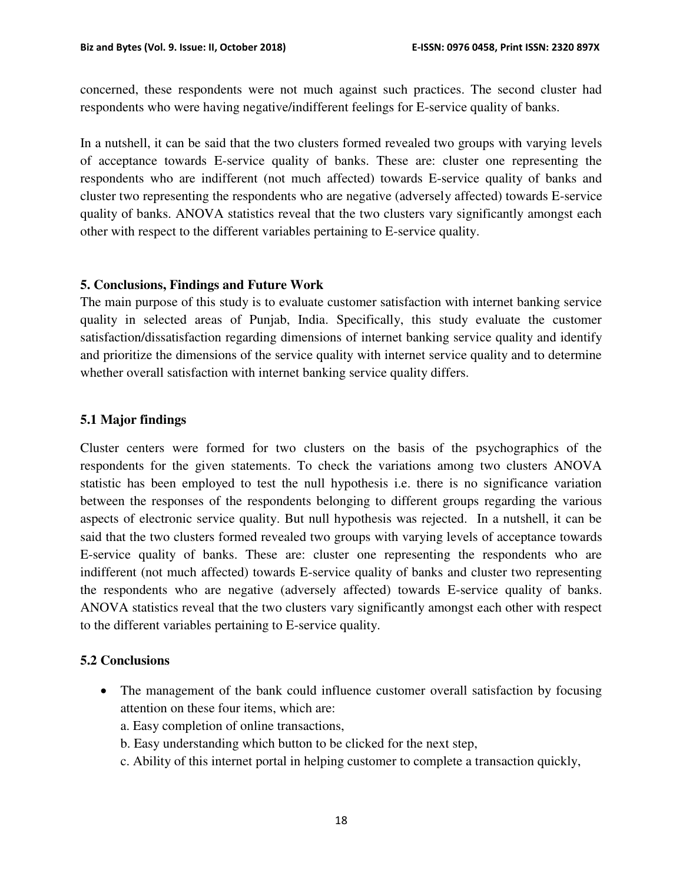concerned, these respondents were not much against such practices. The second cluster had respondents who were having negative/indifferent feelings for E-service quality of banks.

In a nutshell, it can be said that the two clusters formed revealed two groups with varying levels of acceptance towards E-service quality of banks. These are: cluster one representing the respondents who are indifferent (not much affected) towards E-service quality of banks and cluster two representing the respondents who are negative (adversely affected) towards E-service quality of banks. ANOVA statistics reveal that the two clusters vary significantly amongst each other with respect to the different variables pertaining to E-service quality.

## 5. Conclusions, Findings and Future Work

The main purpose of this study is to evaluate customer satisfaction with internet banking service quality in selected areas of Punjab, India. Specifically, this study evaluate the customer satisfaction/dissatisfaction regarding dimensions of internet banking service quality and identify and prioritize the dimensions of the service quality with internet service quality and to determine whether overall satisfaction with internet banking service quality differs.

### 5.1 Major findings

Cluster centers were formed for two clusters on the basis of the psychographics of the respondents for the given statements. To check the variations among two clusters ANOVA statistic has been employed to test the null hypothesis i.e. there is no significance variation between the responses of the respondents belonging to different groups regarding the various aspects of electronic service quality. But null hypothesis was rejected. In a nutshell, it can be said that the two clusters formed revealed two groups with varying levels of acceptance towards E-service quality of banks. These are: cluster one representing the respondents who are indifferent (not much affected) towards E-service quality of banks and cluster two representing the respondents who are negative (adversely affected) towards E-service quality of banks. ANOVA statistics reveal that the two clusters vary significantly amongst each other with respect to the different variables pertaining to E-service quality.

### 5.2 Conclusions

- The management of the bank could influence customer overall satisfaction by focusing attention on these four items, which are:
  a. Easy completion of online transactions,
  b. Easy understanding which button to be clicked for the next step,
  c. Ability of this internet portal in helping customer to complete a transaction quickly,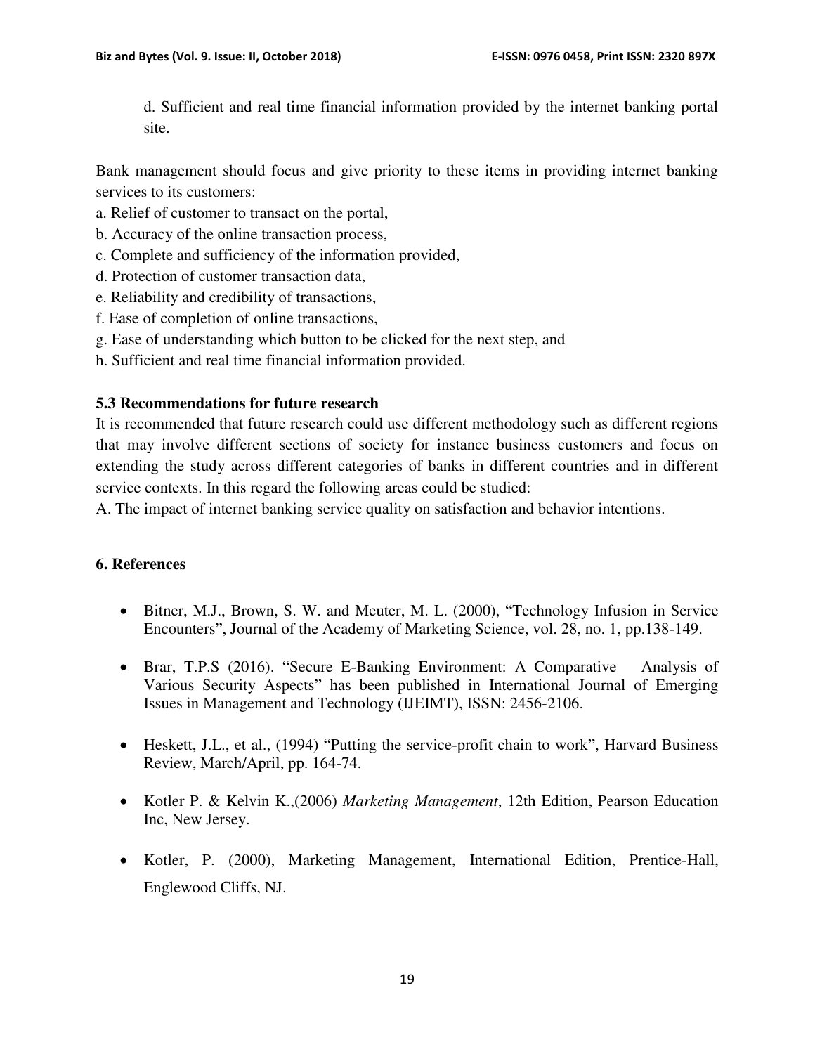d. Sufficient and real time financial information provided by the internet banking portal site.

Bank management should focus and give priority to these items in providing internet banking services to its customers:

a. Relief of customer to transact on the portal,
b. Accuracy of the online transaction process,
c. Complete and sufficiency of the information provided,
d. Protection of customer transaction data,
e. Reliability and credibility of transactions,
f. Ease of completion of online transactions,
g. Ease of understanding which button to be clicked for the next step, and
h. Sufficient and real time financial information provided.

### 5.3 Recommendations for future research

It is recommended that future research could use different methodology such as different regions that may involve different sections of society for instance business customers and focus on extending the study across different categories of banks in different countries and in different service contexts. In this regard the following areas could be studied:

A. The impact of internet banking service quality on satisfaction and behavior intentions.

## 6. References

- Bitner, M.J., Brown, S. W. and Meuter, M. L. (2000), "Technology Infusion in Service Encounters", Journal of the Academy of Marketing Science, vol. 28, no. 1, pp.138-149.
- Brar, T.P.S (2016). "Secure E-Banking Environment: A Comparative Analysis of Various Security Aspects" has been published in International Journal of Emerging Issues in Management and Technology (IJEIMT), ISSN: 2456-2106.
- Heskett, J.L., et al., (1994) "Putting the service-profit chain to work", Harvard Business Review, March/April, pp. 164-74.
- Kotler P. & Kelvin K.,(2006) *Marketing Management*, 12th Edition, Pearson Education Inc, New Jersey.
- Kotler, P. (2000), Marketing Management, International Edition, Prentice-Hall, Englewood Cliffs, NJ.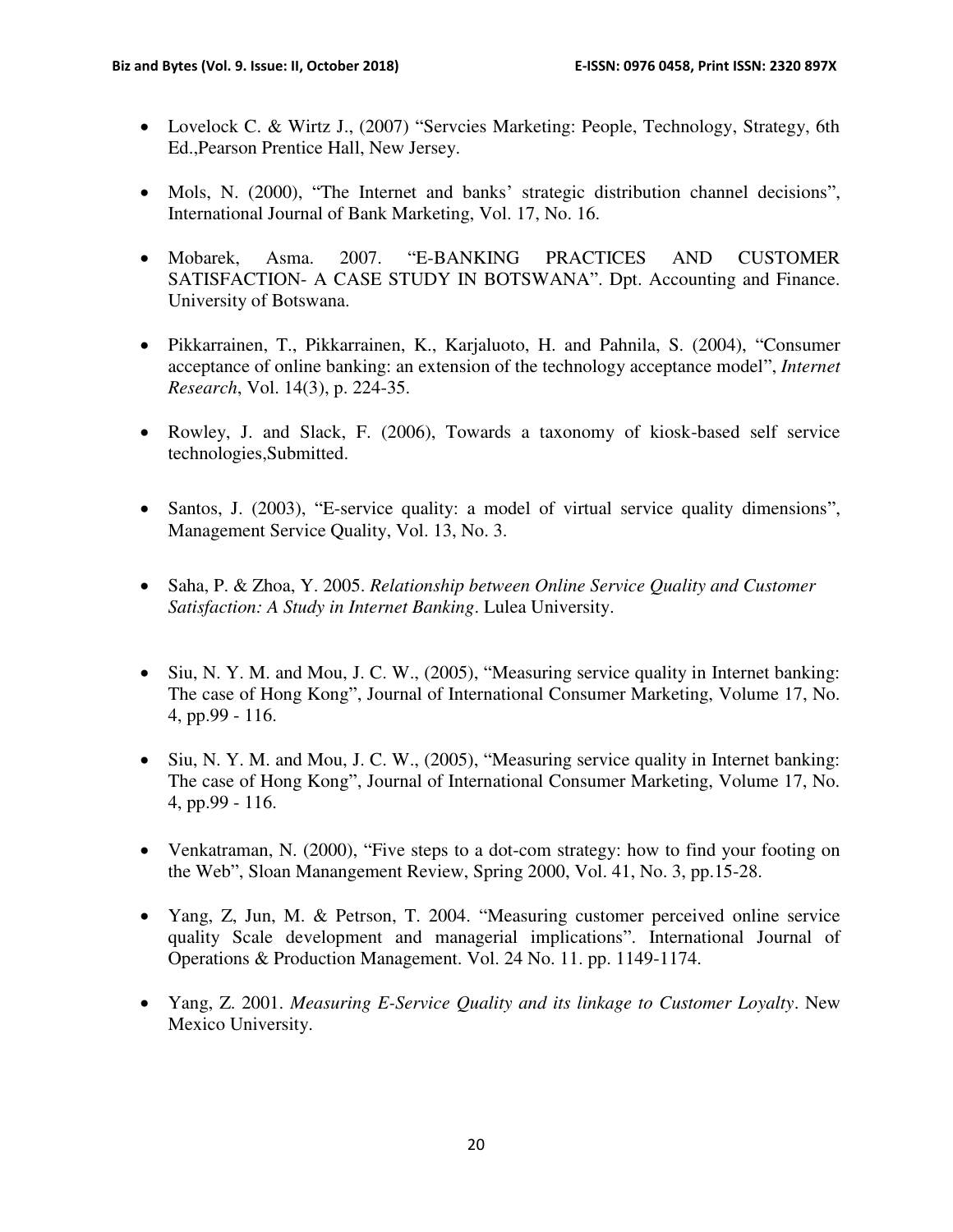- Lovelock C. & Wirtz J., (2007) "Servcies Marketing: People, Technology, Strategy, 6th Ed.,Pearson Prentice Hall, New Jersey.

- Mols, N. (2000), "The Internet and banks' strategic distribution channel decisions", International Journal of Bank Marketing, Vol. 17, No. 16.

- Mobarek, Asma. 2007. "E-BANKING PRACTICES AND CUSTOMER SATISFACTION- A CASE STUDY IN BOTSWANA". Dpt. Accounting and Finance. University of Botswana.

- Pikkarrainen, T., Pikkarrainen, K., Karjaluoto, H. and Pahnila, S. (2004), "Consumer acceptance of online banking: an extension of the technology acceptance model", *Internet Research*, Vol. 14(3), p. 224-35.

- Rowley, J. and Slack, F. (2006), Towards a taxonomy of kiosk-based self service technologies,Submitted.

- Santos, J. (2003), "E-service quality: a model of virtual service quality dimensions", Management Service Quality, Vol. 13, No. 3.

- Saha, P. & Zhoa, Y. 2005. *Relationship between Online Service Quality and Customer Satisfaction: A Study in Internet Banking*. Lulea University.

- Siu, N. Y. M. and Mou, J. C. W., (2005), "Measuring service quality in Internet banking: The case of Hong Kong", Journal of International Consumer Marketing, Volume 17, No. 4, pp.99 - 116.

- Siu, N. Y. M. and Mou, J. C. W., (2005), "Measuring service quality in Internet banking: The case of Hong Kong", Journal of International Consumer Marketing, Volume 17, No. 4, pp.99 - 116.

- Venkatraman, N. (2000), "Five steps to a dot-com strategy: how to find your footing on the Web", Sloan Manangement Review, Spring 2000, Vol. 41, No. 3, pp.15-28.

- Yang, Z, Jun, M. & Petrson, T. 2004. "Measuring customer perceived online service quality Scale development and managerial implications". International Journal of Operations & Production Management. Vol. 24 No. 11. pp. 1149-1174.

- Yang, Z. 2001. *Measuring E-Service Quality and its linkage to Customer Loyalty*. New Mexico University.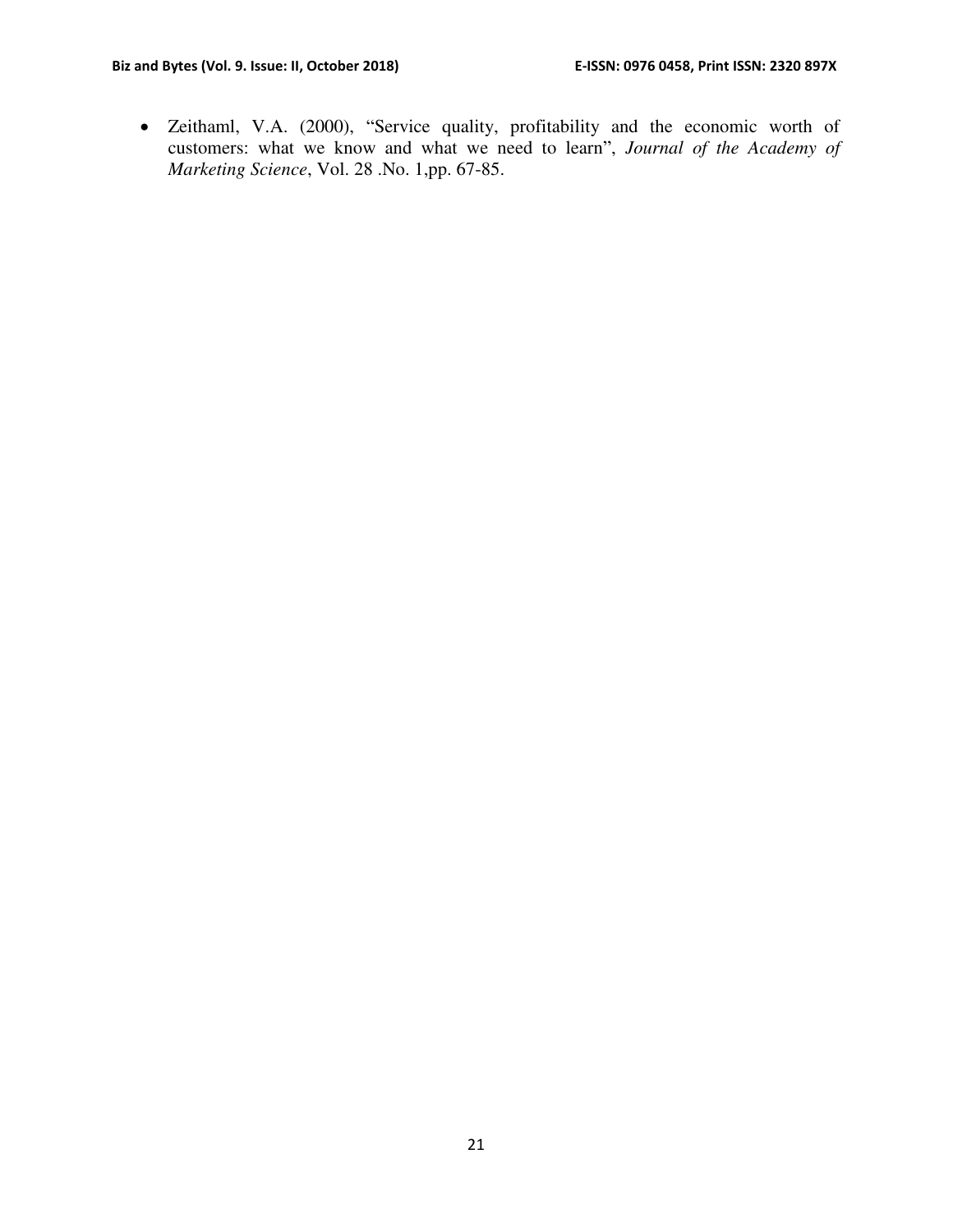- Zeithaml, V.A. (2000), "Service quality, profitability and the economic worth of customers: what we know and what we need to learn", *Journal of the Academy of Marketing Science*, Vol. 28 .No. 1,pp. 67-85.